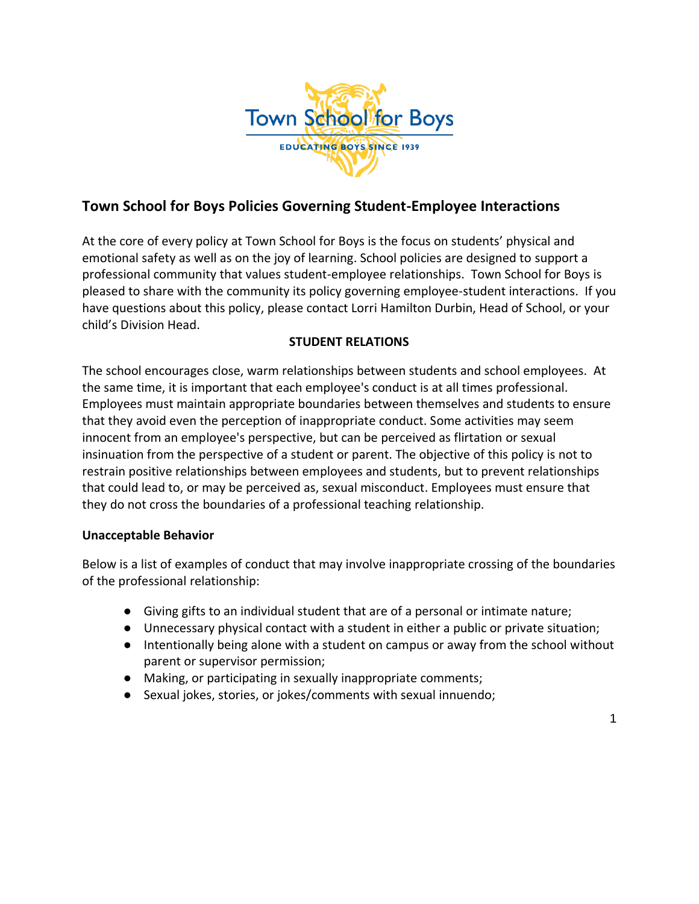# Town School for Boys Policies Governing Student-Employee Interactions

At the core of every policy at Town School for Boys is the focus on students' physical and emotional safety as well as on the joy of learning. School policies are designed to support a professional community that values student-employee relationships. Town School for Boys is pleased to share with the community its policy governing employee-student interactions. If you have questions about this policy, please contact Lorri Hamilton Durbin, Head of School, or your child's Division Head.

## STUDENT RELATIONS

The school encourages close, warm relationships between students and school employees. At the same time, it is important that each employee's conduct is at all times professional. Employees must maintain appropriate boundaries between themselves and students to ensure that they avoid even the perception of inappropriate conduct. Some activities may seem innocent from an employee's perspective, but can be perceived as flirtation or sexual insinuation from the perspective of a student or parent. The objective of this policy is not to restrain positive relationships between employees and students, but to prevent relationships that could lead to, or may be perceived as, sexual misconduct. Employees must ensure that they do not cross the boundaries of a professional teaching relationship.

### Unacceptable Behavior

Below is a list of examples of conduct that may involve inappropriate crossing of the boundaries of the professional relationship:

- Giving gifts to an individual student that are of a personal or intimate nature;
- Unnecessary physical contact with a student in either a public or private situation;
- Intentionally being alone with a student on campus or away from the school without parent or supervisor permission;
- Making, or participating in sexually inappropriate comments;
- Sexual jokes, stories, or jokes/comments with sexual innuendo;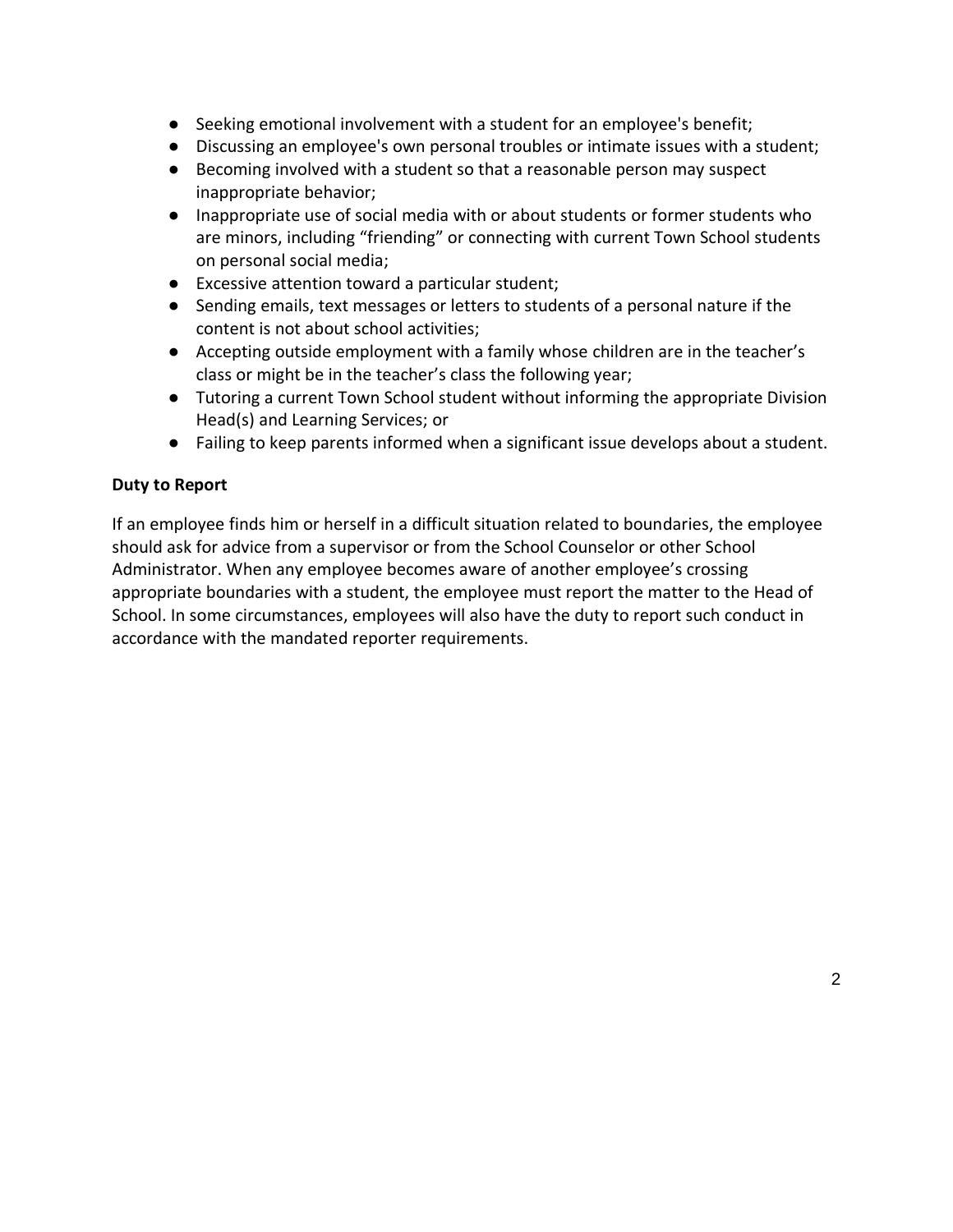- Seeking emotional involvement with a student for an employee's benefit;
- Discussing an employee's own personal troubles or intimate issues with a student;
- Becoming involved with a student so that a reasonable person may suspect inappropriate behavior;
- Inappropriate use of social media with or about students or former students who are minors, including "friending" or connecting with current Town School students on personal social media;
- Excessive attention toward a particular student;
- Sending emails, text messages or letters to students of a personal nature if the content is not about school activities;
- Accepting outside employment with a family whose children are in the teacher's class or might be in the teacher's class the following year;
- Tutoring a current Town School student without informing the appropriate Division Head(s) and Learning Services; or
- Failing to keep parents informed when a significant issue develops about a student.

**Duty to Report**

If an employee finds him or herself in a difficult situation related to boundaries, the employee should ask for advice from a supervisor or from the School Counselor or other School Administrator. When any employee becomes aware of another employee's crossing appropriate boundaries with a student, the employee must report the matter to the Head of School. In some circumstances, employees will also have the duty to report such conduct in accordance with the mandated reporter requirements.